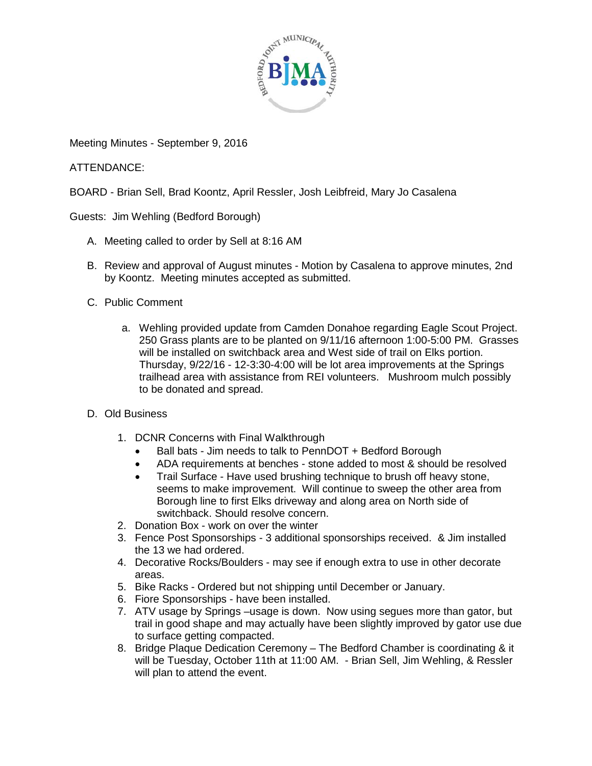Meeting Minutes - September 9, 2016

ATTENDANCE:

BOARD - Brian Sell, Brad Koontz, April Ressler, Josh Leibfreid, Mary Jo Casalena

Guests: Jim Wehling (Bedford Borough)

A. Meeting called to order by Sell at 8:16 AM

B. Review and approval of August minutes - Motion by Casalena to approve minutes, 2nd by Koontz. Meeting minutes accepted as submitted.

C. Public Comment

    a. Wehling provided update from Camden Donahoe regarding Eagle Scout Project. 250 Grass plants are to be planted on 9/11/16 afternoon 1:00-5:00 PM. Grasses will be installed on switchback area and West side of trail on Elks portion. Thursday, 9/22/16 - 12-3:30-4:00 will be lot area improvements at the Springs trailhead area with assistance from REI volunteers. Mushroom mulch possibly to be donated and spread.

D. Old Business

1. DCNR Concerns with Final Walkthrough
    - Ball bats - Jim needs to talk to PennDOT + Bedford Borough
    - ADA requirements at benches - stone added to most & should be resolved
    - Trail Surface - Have used brushing technique to brush off heavy stone, seems to make improvement. Will continue to sweep the other area from Borough line to first Elks driveway and along area on North side of switchback. Should resolve concern.
2. Donation Box - work on over the winter
3. Fence Post Sponsorships - 3 additional sponsorships received. & Jim installed the 13 we had ordered.
4. Decorative Rocks/Boulders - may see if enough extra to use in other decorate areas.
5. Bike Racks - Ordered but not shipping until December or January.
6. Fiore Sponsorships - have been installed.
7. ATV usage by Springs –usage is down. Now using segues more than gator, but trail in good shape and may actually have been slightly improved by gator use due to surface getting compacted.
8. Bridge Plaque Dedication Ceremony – The Bedford Chamber is coordinating & it will be Tuesday, October 11th at 11:00 AM. - Brian Sell, Jim Wehling, & Ressler will plan to attend the event.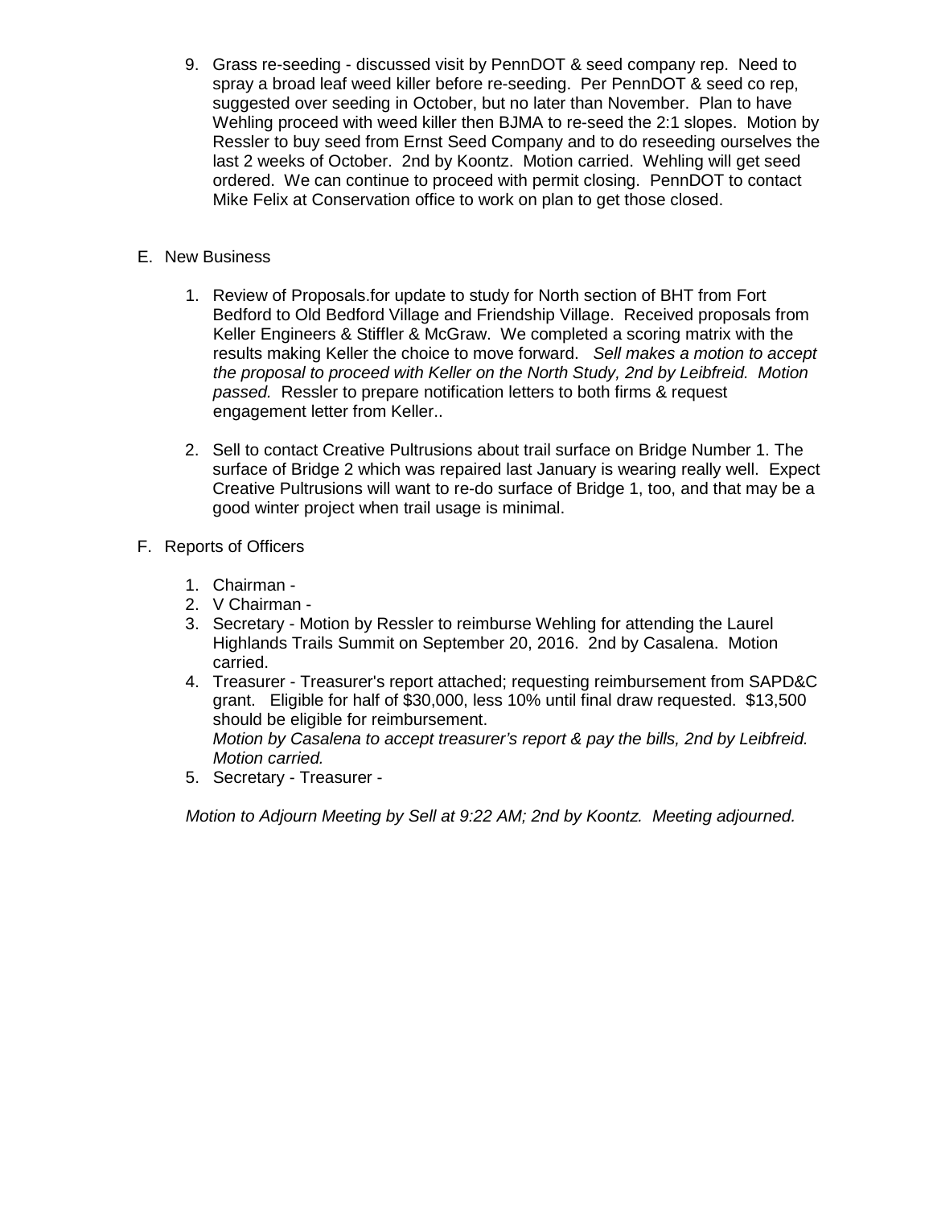9. Grass re-seeding - discussed visit by PennDOT & seed company rep. Need to spray a broad leaf weed killer before re-seeding. Per PennDOT & seed co rep, suggested over seeding in October, but no later than November. Plan to have Wehling proceed with weed killer then BJMA to re-seed the 2:1 slopes. Motion by Ressler to buy seed from Ernst Seed Company and to do reseeding ourselves the last 2 weeks of October. 2nd by Koontz. Motion carried. Wehling will get seed ordered. We can continue to proceed with permit closing. PennDOT to contact Mike Felix at Conservation office to work on plan to get those closed.

E. New Business

1. Review of Proposals.for update to study for North section of BHT from Fort Bedford to Old Bedford Village and Friendship Village. Received proposals from Keller Engineers & Stiffler & McGraw. We completed a scoring matrix with the results making Keller the choice to move forward. *Sell makes a motion to accept the proposal to proceed with Keller on the North Study, 2nd by Leibfreid. Motion passed.* Ressler to prepare notification letters to both firms & request engagement letter from Keller..

2. Sell to contact Creative Pultrusions about trail surface on Bridge Number 1. The surface of Bridge 2 which was repaired last January is wearing really well. Expect Creative Pultrusions will want to re-do surface of Bridge 1, too, and that may be a good winter project when trail usage is minimal.

F. Reports of Officers

1. Chairman -
2. V Chairman -
3. Secretary - Motion by Ressler to reimburse Wehling for attending the Laurel Highlands Trails Summit on September 20, 2016. 2nd by Casalena. Motion carried.
4. Treasurer - Treasurer's report attached; requesting reimbursement from SAPD&C grant. Eligible for half of $30,000, less 10% until final draw requested. $13,500 should be eligible for reimbursement.
   *Motion by Casalena to accept treasurer's report & pay the bills, 2nd by Leibfreid. Motion carried.*
5. Secretary - Treasurer -

*Motion to Adjourn Meeting by Sell at 9:22 AM; 2nd by Koontz. Meeting adjourned.*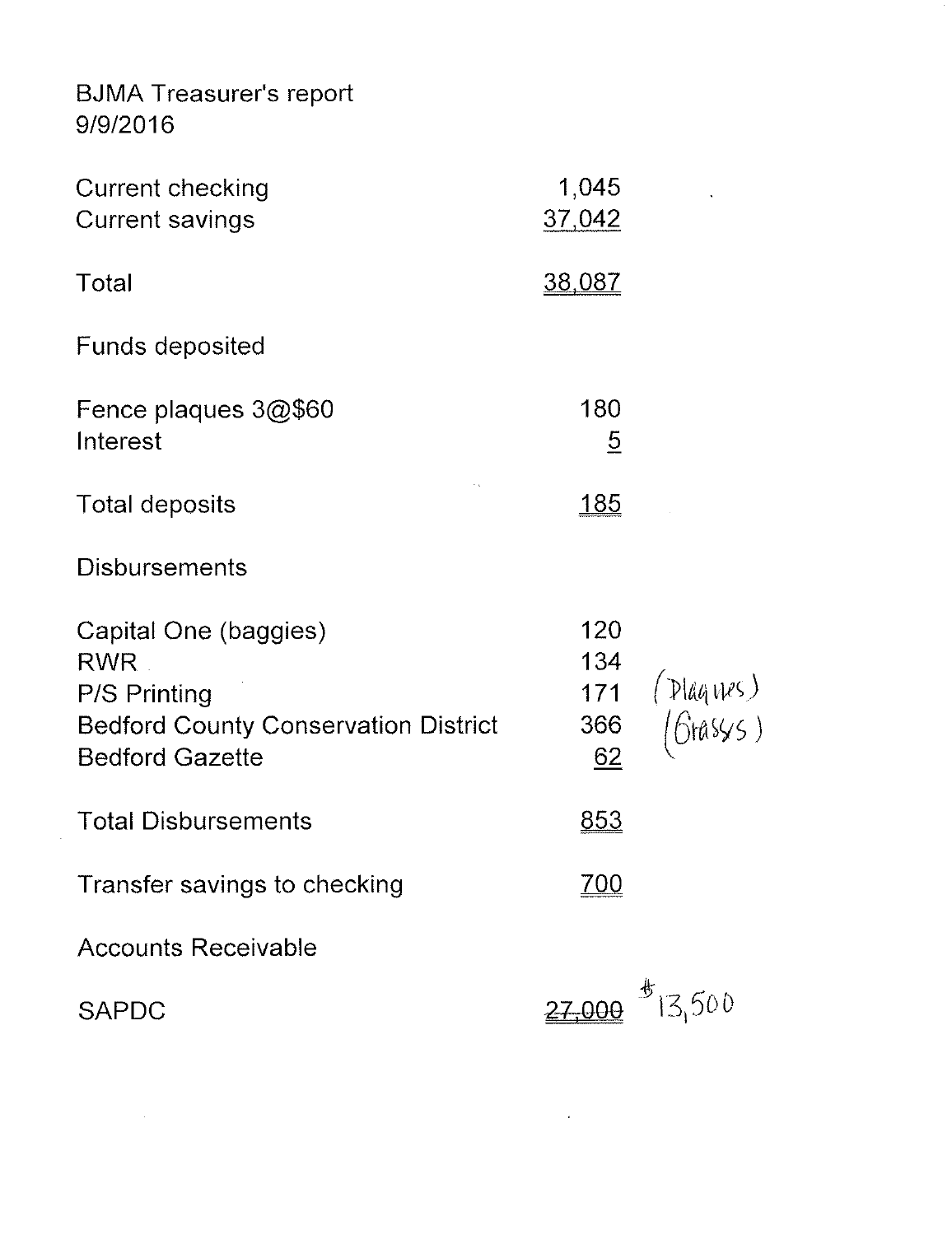BJMA Treasurer's report
9/9/2016

| | | |
|---|---|---|
| Current checking | 1,045 | |
| Current savings | 37,042 | |
| Total | 38,087 | |
| **Funds deposited** | | |
| Fence plaques 3@$60 | 180 | |
| Interest | 5 | |
| Total deposits | 185 | |
| **Disbursements** | | |
| Capital One (baggies) | 120 | |
| RWR | 134 | |
| P/S Printing | 171 | (Plaques) |
| Bedford County Conservation District | 366 | (Grasses) |
| Bedford Gazette | 62 | |
| Total Disbursements | 853 | |
| Transfer savings to checking | 700 | |
| **Accounts Receivable** | | |
| SAPDC | ~~27,000~~ | $13,500 |